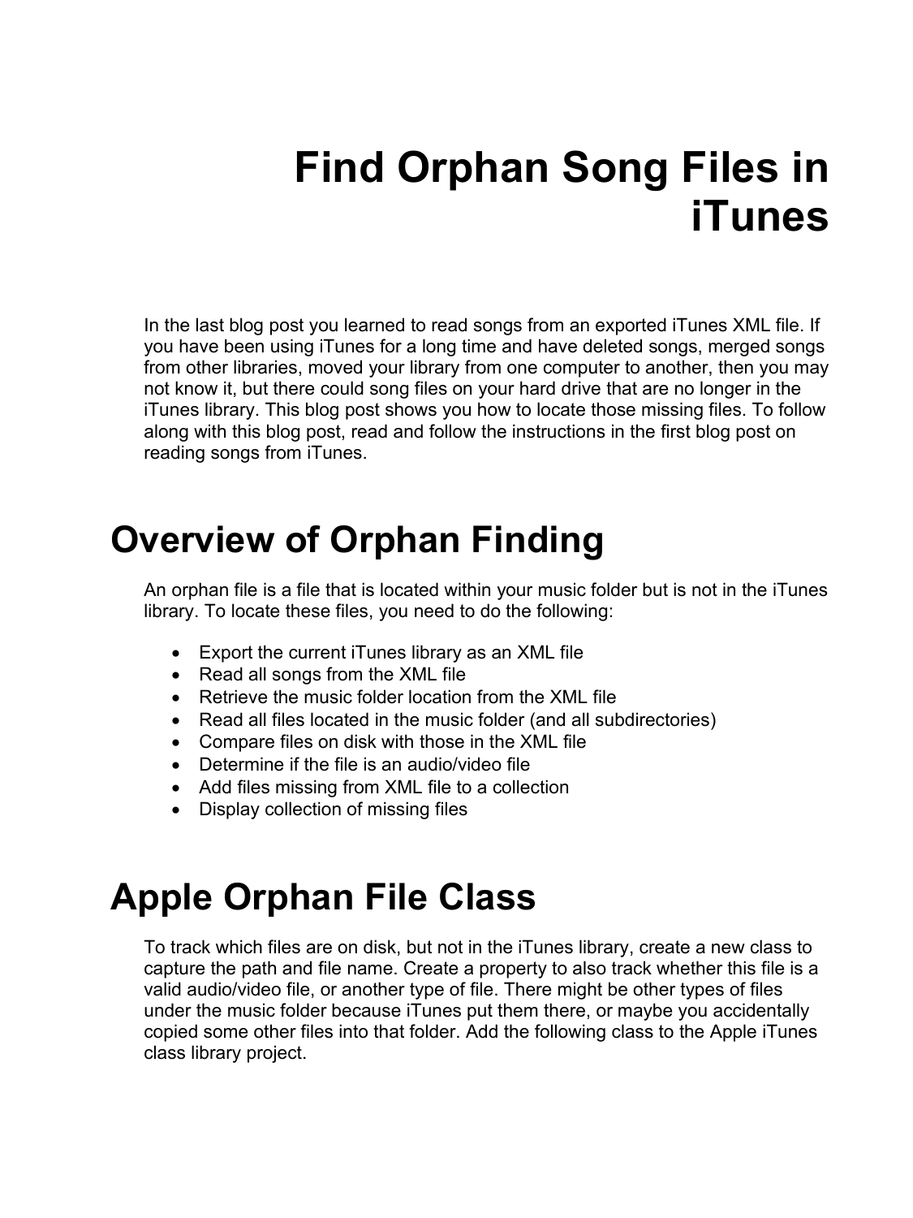# Find Orphan Song Files in iTunes

In the last blog post you learned to read songs from an exported iTunes XML file. If you have been using iTunes for a long time and have deleted songs, merged songs from other libraries, moved your library from one computer to another, then you may not know it, but there could song files on your hard drive that are no longer in the iTunes library. This blog post shows you how to locate those missing files. To follow along with this blog post, read and follow the instructions in the first blog post on reading songs from iTunes.

## Overview of Orphan Finding

An orphan file is a file that is located within your music folder but is not in the iTunes library. To locate these files, you need to do the following:

- Export the current iTunes library as an XML file
- Read all songs from the XML file
- Retrieve the music folder location from the XML file
- Read all files located in the music folder (and all subdirectories)
- Compare files on disk with those in the XML file
- Determine if the file is an audio/video file
- Add files missing from XML file to a collection
- Display collection of missing files

## Apple Orphan File Class

To track which files are on disk, but not in the iTunes library, create a new class to capture the path and file name. Create a property to also track whether this file is a valid audio/video file, or another type of file. There might be other types of files under the music folder because iTunes put them there, or maybe you accidentally copied some other files into that folder. Add the following class to the Apple iTunes class library project.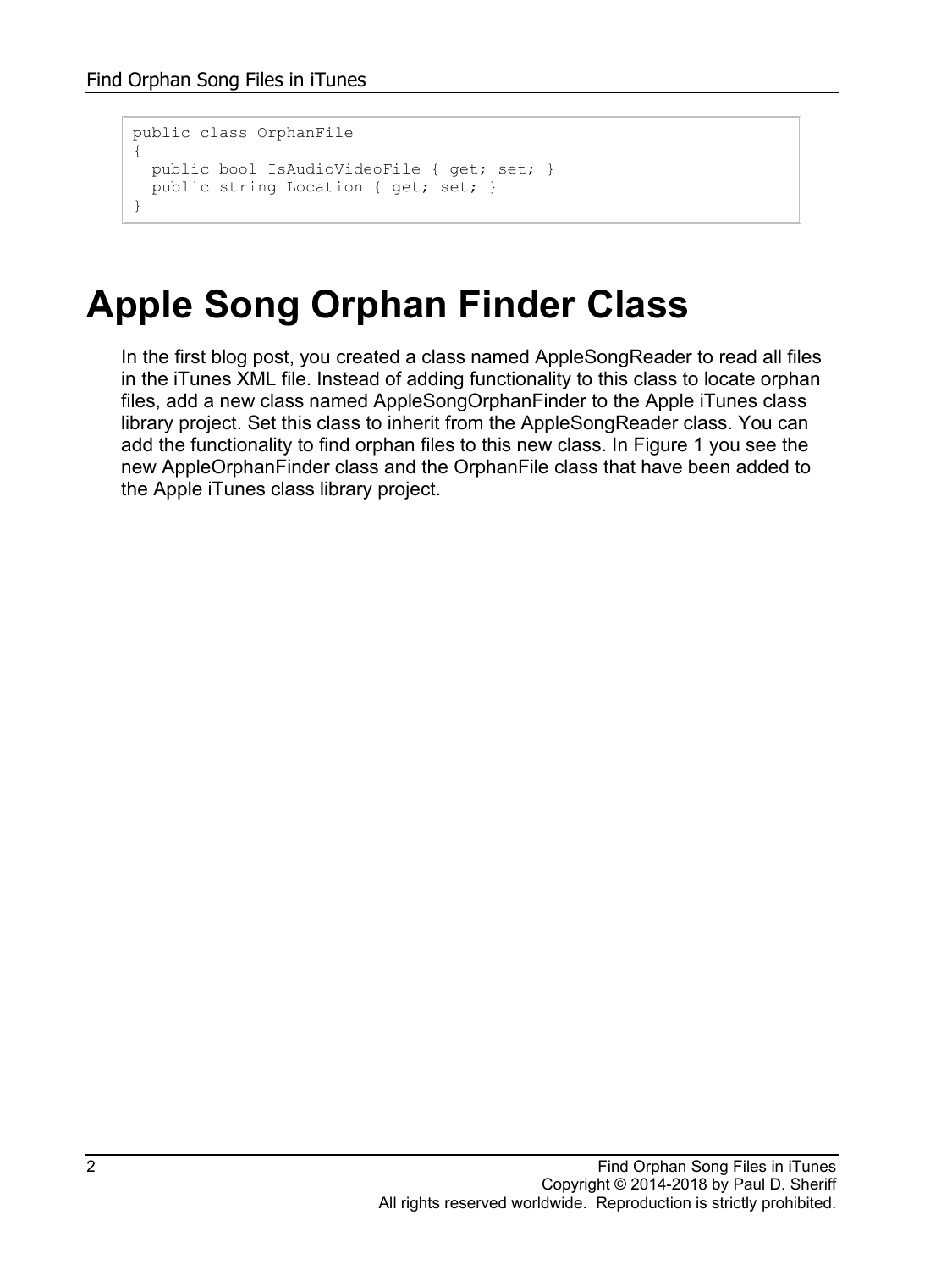```
public class OrphanFile
{
  public bool IsAudioVideoFile { get; set; }
  public string Location { get; set; }
}
```

# Apple Song Orphan Finder Class

In the first blog post, you created a class named AppleSongReader to read all files in the iTunes XML file. Instead of adding functionality to this class to locate orphan files, add a new class named AppleSongOrphanFinder to the Apple iTunes class library project. Set this class to inherit from the AppleSongReader class. You can add the functionality to find orphan files to this new class. In Figure 1 you see the new AppleOrphanFinder class and the OrphanFile class that have been added to the Apple iTunes class library project.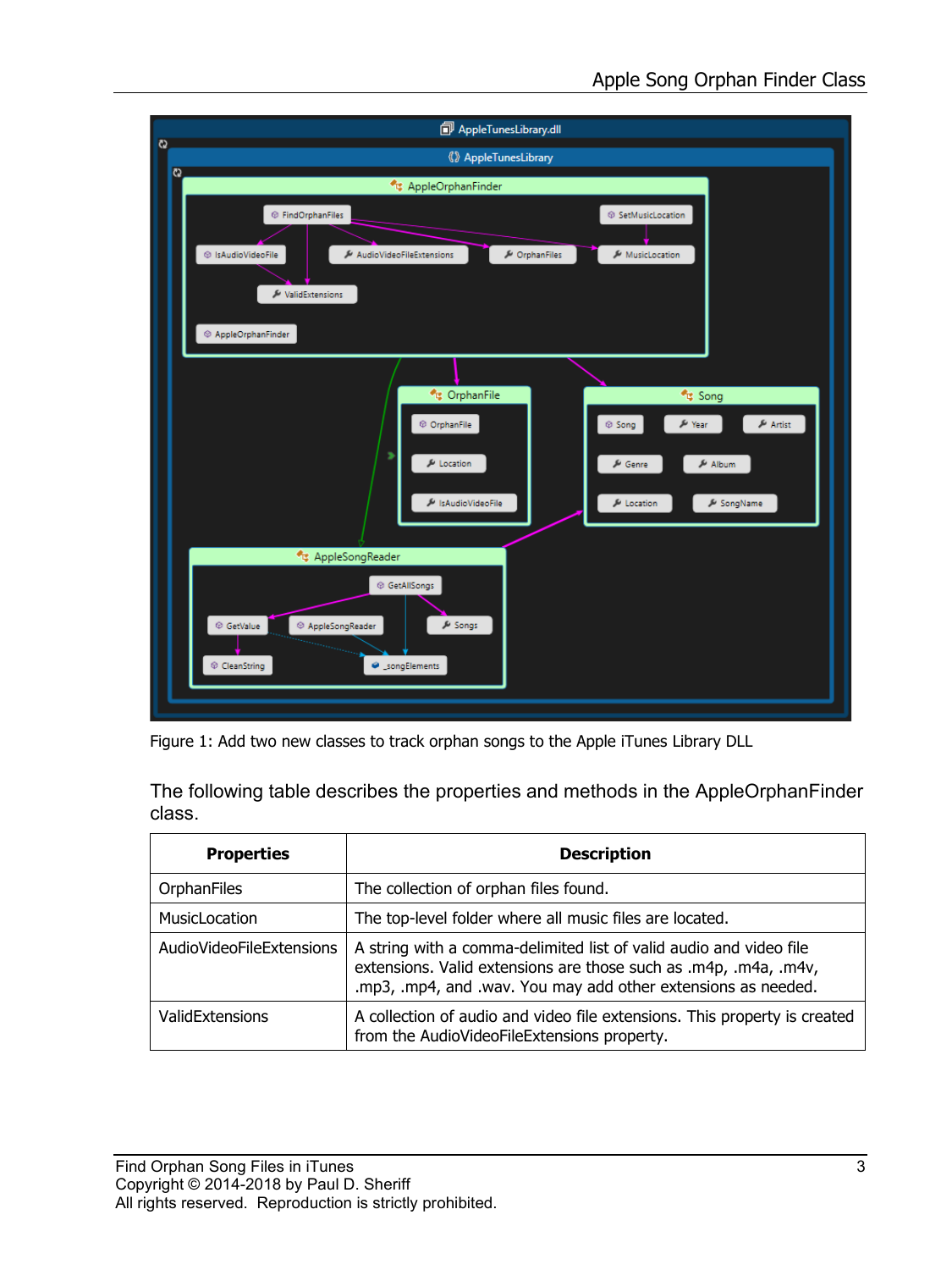AppleTunesLibrary.dll

AppleTunesLibrary

AppleOrphanFinder

FindOrphanFiles

SetMusicLocation

IsAudioVideoFile

AudioVideoFileExtensions

OrphanFiles

MusicLocation

ValidExtensions

AppleOrphanFinder

OrphanFile

OrphanFile

Location

IsAudioVideoFile

Song

Song

Year

Artist

Genre

Album

Location

SongName

AppleSongReader

GetAllSongs

GetValue

AppleSongReader

Songs

CleanString

_songElements

Figure 1: Add two new classes to track orphan songs to the Apple iTunes Library DLL

The following table describes the properties and methods in the AppleOrphanFinder class.

| Properties | Description |
|---|---|
| OrphanFiles | The collection of orphan files found. |
| MusicLocation | The top-level folder where all music files are located. |
| AudioVideoFileExtensions | A string with a comma-delimited list of valid audio and video file extensions. Valid extensions are those such as .m4p, .m4a, .m4v, .mp3, .mp4, and .wav. You may add other extensions as needed. |
| ValidExtensions | A collection of audio and video file extensions. This property is created from the AudioVideoFileExtensions property. |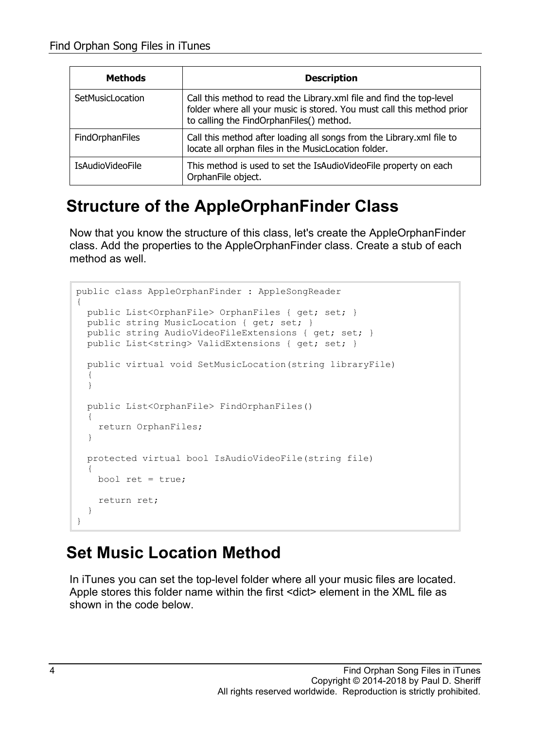| Methods | Description |
| --- | --- |
| SetMusicLocation | Call this method to read the Library.xml file and find the top-level folder where all your music is stored. You must call this method prior to calling the FindOrphanFiles() method. |
| FindOrphanFiles | Call this method after loading all songs from the Library.xml file to locate all orphan files in the MusicLocation folder. |
| IsAudioVideoFile | This method is used to set the IsAudioVideoFile property on each OrphanFile object. |

## Structure of the AppleOrphanFinder Class

Now that you know the structure of this class, let's create the AppleOrphanFinder class. Add the properties to the AppleOrphanFinder class. Create a stub of each method as well.

```
public class AppleOrphanFinder : AppleSongReader
{
  public List<OrphanFile> OrphanFiles { get; set; }
  public string MusicLocation { get; set; }
  public string AudioVideoFileExtensions { get; set; }
  public List<string> ValidExtensions { get; set; }

  public virtual void SetMusicLocation(string libraryFile)
  {
  }

  public List<OrphanFile> FindOrphanFiles()
  {
    return OrphanFiles;
  }

  protected virtual bool IsAudioVideoFile(string file)
  {
    bool ret = true;

    return ret;
  }
}
```

## Set Music Location Method

In iTunes you can set the top-level folder where all your music files are located. Apple stores this folder name within the first <dict> element in the XML file as shown in the code below.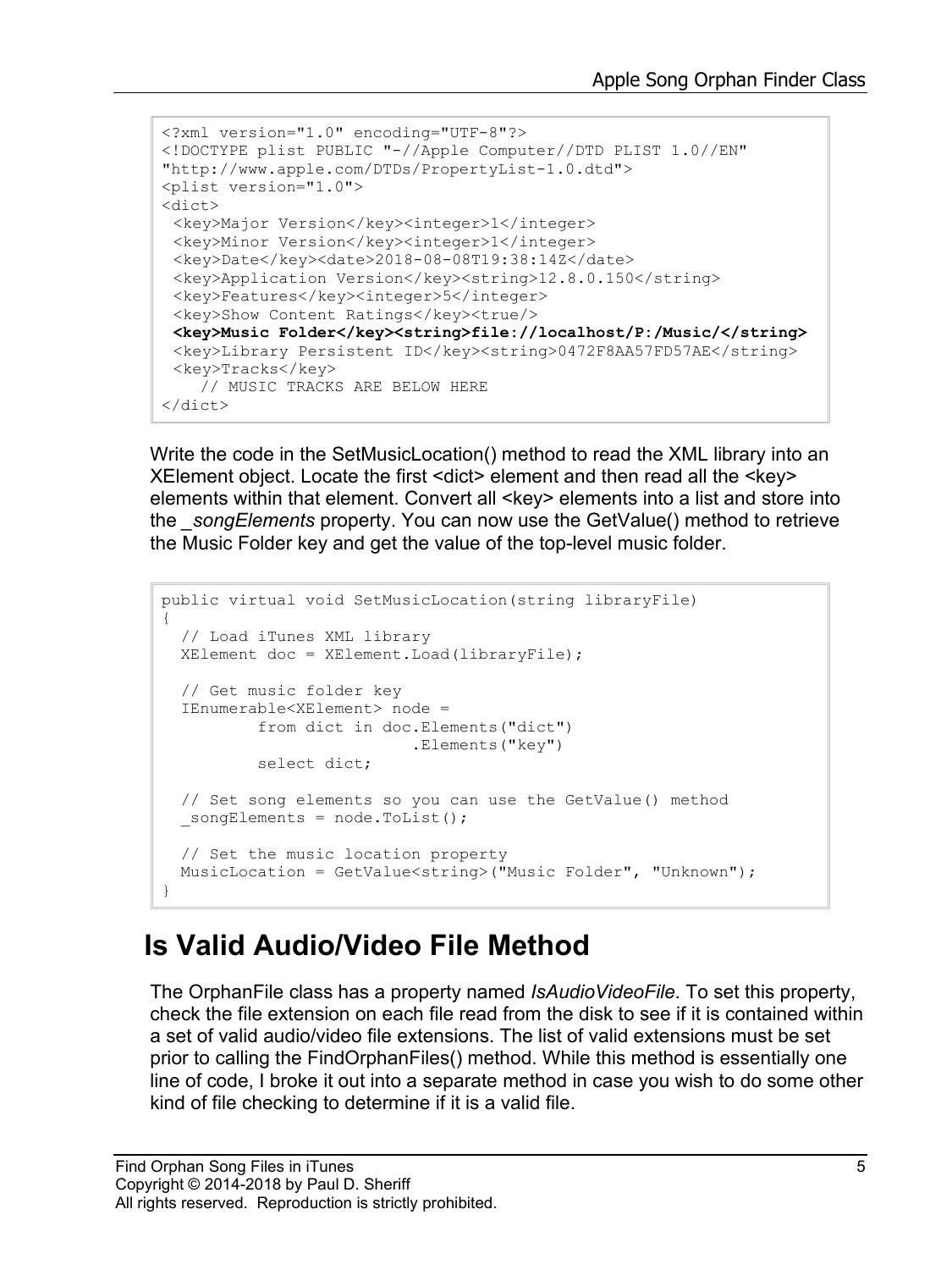```
<?xml version="1.0" encoding="UTF-8"?>
<!DOCTYPE plist PUBLIC "-//Apple Computer//DTD PLIST 1.0//EN"
"http://www.apple.com/DTDs/PropertyList-1.0.dtd">
<plist version="1.0">
<dict>
 <key>Major Version</key><integer>1</integer>
 <key>Minor Version</key><integer>1</integer>
 <key>Date</key><date>2018-08-08T19:38:14Z</date>
 <key>Application Version</key><string>12.8.0.150</string>
 <key>Features</key><integer>5</integer>
 <key>Show Content Ratings</key><true/>
 <key>Music Folder</key><string>file://localhost/P:/Music/</string>
 <key>Library Persistent ID</key><string>0472F8AA57FD57AE</string>
 <key>Tracks</key>
    // MUSIC TRACKS ARE BELOW HERE
</dict>
```

Write the code in the SetMusicLocation() method to read the XML library into an XElement object. Locate the first <dict> element and then read all the <key> elements within that element. Convert all <key> elements into a list and store into the *_songElements* property. You can now use the GetValue() method to retrieve the Music Folder key and get the value of the top-level music folder.

```
public virtual void SetMusicLocation(string libraryFile)
{
  // Load iTunes XML library
  XElement doc = XElement.Load(libraryFile);

  // Get music folder key
  IEnumerable<XElement> node =
          from dict in doc.Elements("dict")
                         .Elements("key")
          select dict;

  // Set song elements so you can use the GetValue() method
  _songElements = node.ToList();

  // Set the music location property
  MusicLocation = GetValue<string>("Music Folder", "Unknown");
}
```

# Is Valid Audio/Video File Method

The OrphanFile class has a property named *IsAudioVideoFile*. To set this property, check the file extension on each file read from the disk to see if it is contained within a set of valid audio/video file extensions. The list of valid extensions must be set prior to calling the FindOrphanFiles() method. While this method is essentially one line of code, I broke it out into a separate method in case you wish to do some other kind of file checking to determine if it is a valid file.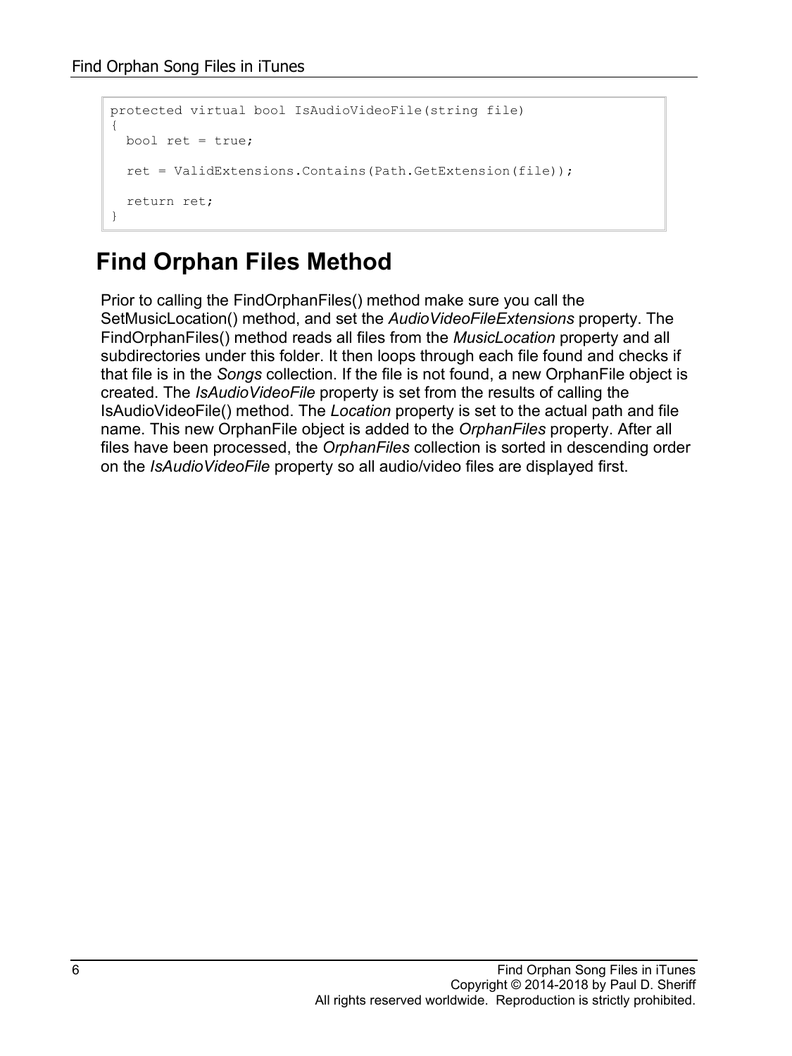```
protected virtual bool IsAudioVideoFile(string file)
{
  bool ret = true;

  ret = ValidExtensions.Contains(Path.GetExtension(file));

  return ret;
}
```

## Find Orphan Files Method

Prior to calling the FindOrphanFiles() method make sure you call the SetMusicLocation() method, and set the *AudioVideoFileExtensions* property. The FindOrphanFiles() method reads all files from the *MusicLocation* property and all subdirectories under this folder. It then loops through each file found and checks if that file is in the *Songs* collection. If the file is not found, a new OrphanFile object is created. The *IsAudioVideoFile* property is set from the results of calling the IsAudioVideoFile() method. The *Location* property is set to the actual path and file name. This new OrphanFile object is added to the *OrphanFiles* property. After all files have been processed, the *OrphanFiles* collection is sorted in descending order on the *IsAudioVideoFile* property so all audio/video files are displayed first.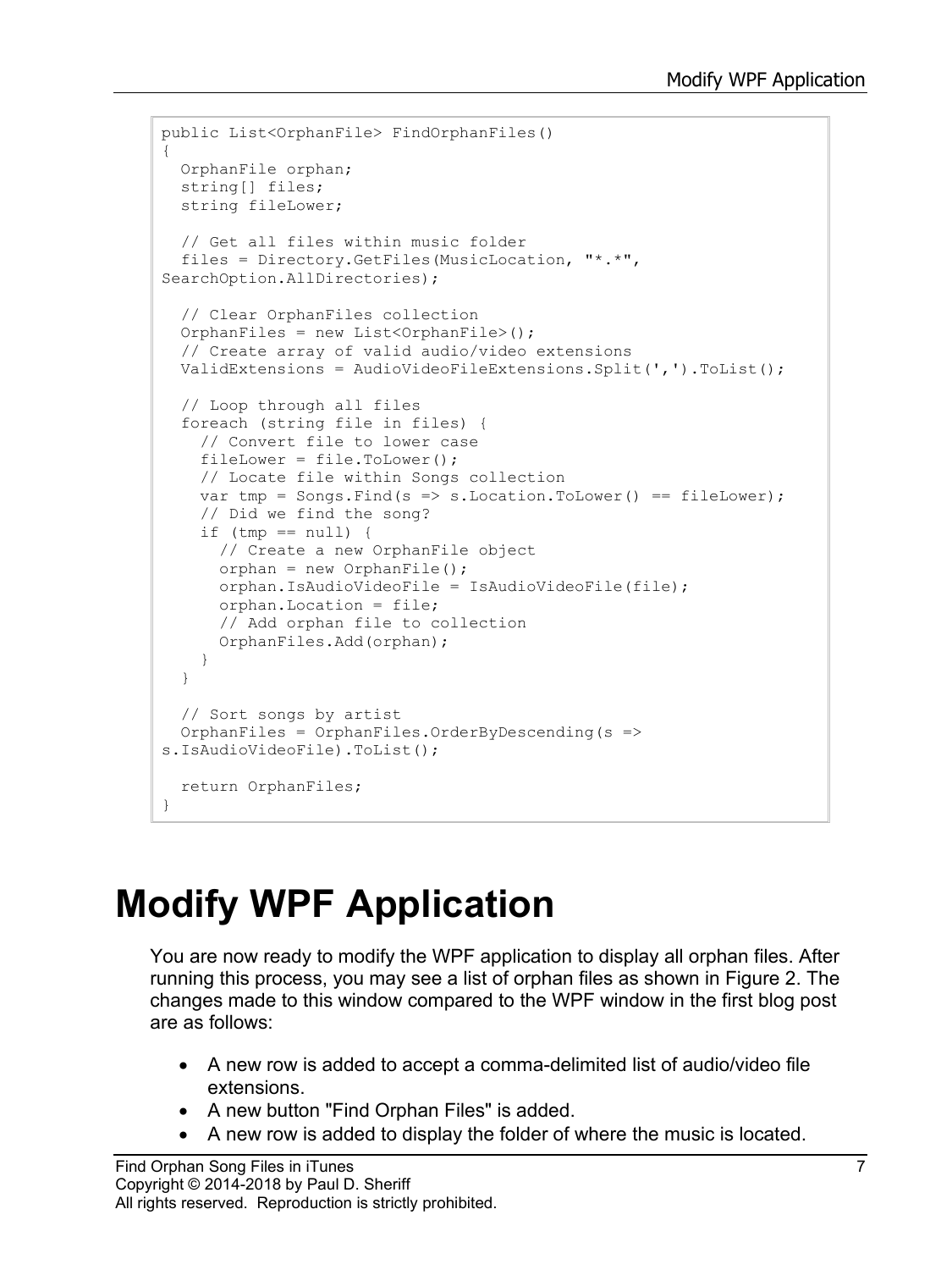```
public List<OrphanFile> FindOrphanFiles()
{
  OrphanFile orphan;
  string[] files;
  string fileLower;

  // Get all files within music folder
  files = Directory.GetFiles(MusicLocation, "*.*",
SearchOption.AllDirectories);

  // Clear OrphanFiles collection
  OrphanFiles = new List<OrphanFile>();
  // Create array of valid audio/video extensions
  ValidExtensions = AudioVideoFileExtensions.Split(',').ToList();

  // Loop through all files
  foreach (string file in files) {
    // Convert file to lower case
    fileLower = file.ToLower();
    // Locate file within Songs collection
    var tmp = Songs.Find(s => s.Location.ToLower() == fileLower);
    // Did we find the song?
    if (tmp == null) {
      // Create a new OrphanFile object
      orphan = new OrphanFile();
      orphan.IsAudioVideoFile = IsAudioVideoFile(file);
      orphan.Location = file;
      // Add orphan file to collection
      OrphanFiles.Add(orphan);
    }
  }

  // Sort songs by artist
  OrphanFiles = OrphanFiles.OrderByDescending(s =>
s.IsAudioVideoFile).ToList();

  return OrphanFiles;
}
```

# Modify WPF Application

You are now ready to modify the WPF application to display all orphan files. After running this process, you may see a list of orphan files as shown in Figure 2. The changes made to this window compared to the WPF window in the first blog post are as follows:

- A new row is added to accept a comma-delimited list of audio/video file extensions.
- A new button "Find Orphan Files" is added.
- A new row is added to display the folder of where the music is located.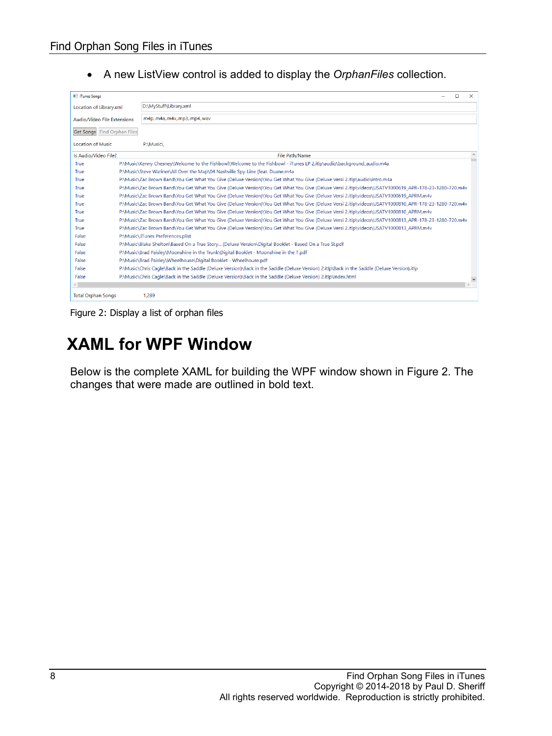- A new ListView control is added to display the *OrphanFiles* collection.

iTunes Songs

Location of Library.xml D:\MyStuff\Library.xml

Audio/Video File Extensions .m4p,.m4a,.m4v,.mp3,.mp4,.wav

Get Songs Find Orphan Files

Location of Music P:\Music\

| Is Audio/Video File? | File Path/Name |
|---|---|
| True | P:\Music\Kenny Chesney\Welcome to the Fishbowl\Welcome to the Fishbowl - iTunes LP 2.itlp\audio\background_audio.m4a |
| True | P:\Music\Steve Wariner\All Over the Map\04 Nashville Spy-Line (feat. Duane.m4a |
| True | P:\Music\Zac Brown Band\You Get What You Give (Deluxe Version)\You Get What You Give (Deluxe Versi 2.itlp\audio\intro.m4a |
| True | P:\Music\Zac Brown Band\You Get What You Give (Deluxe Version)\You Get What You Give (Deluxe Versi 2.itlp\videos\USATV1000619_APR-178-23-1280-720.m4v |
| True | P:\Music\Zac Brown Band\You Get What You Give (Deluxe Version)\You Get What You Give (Deluxe Versi 2.itlp\videos\USATV1000619_APRM.m4v |
| True | P:\Music\Zac Brown Band\You Get What You Give (Deluxe Version)\You Get What You Give (Deluxe Versi 2.itlp\videos\USATV1000810_APR-178-23-1280-720.m4v |
| True | P:\Music\Zac Brown Band\You Get What You Give (Deluxe Version)\You Get What You Give (Deluxe Versi 2.itlp\videos\USATV1000810_APRM.m4v |
| True | P:\Music\Zac Brown Band\You Get What You Give (Deluxe Version)\You Get What You Give (Deluxe Versi 2.itlp\videos\USATV1000813_APR-178-23-1280-720.m4v |
| True | P:\Music\Zac Brown Band\You Get What You Give (Deluxe Version)\You Get What You Give (Deluxe Versi 2.itlp\videos\USATV1000813_APRM.m4v |
| False | P:\Music\.iTunes Preferences.plist |
| False | P:\Music\Blake Shelton\Based On a True Story... (Deluxe Version\Digital Booklet - Based On a True St.pdf |
| False | P:\Music\Brad Paisley\Moonshine in the Trunk\Digital Booklet - Moonshine in the T.pdf |
| False | P:\Music\Brad Paisley\Wheelhouse\Digital Booklet - Wheelhouse.pdf |
| False | P:\Music\Chris Cagle\Back in the Saddle (Deluxe Version)\Back in the Saddle (Deluxe Version) 2.itlp\Back in the Saddle (Deluxe Version).itlp |
| False | P:\Music\Chris Cagle\Back in the Saddle (Deluxe Version)\Back in the Saddle (Deluxe Version) 2.itlp\index.html |

Total Orphan Songs 1,289

Figure 2: Display a list of orphan files

# XAML for WPF Window

Below is the complete XAML for building the WPF window shown in Figure 2. The changes that were made are outlined in bold text.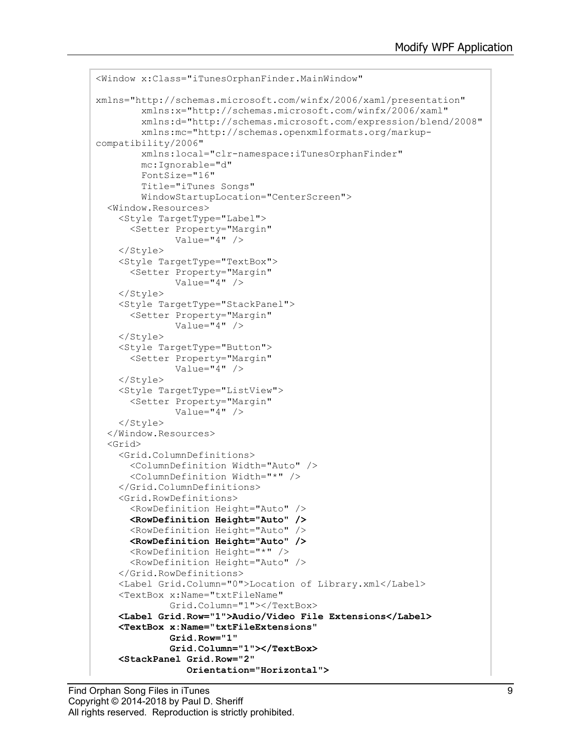```
<Window x:Class="iTunesOrphanFinder.MainWindow"

xmlns="http://schemas.microsoft.com/winfx/2006/xaml/presentation"
        xmlns:x="http://schemas.microsoft.com/winfx/2006/xaml"
        xmlns:d="http://schemas.microsoft.com/expression/blend/2008"
        xmlns:mc="http://schemas.openxmlformats.org/markup-
compatibility/2006"
        xmlns:local="clr-namespace:iTunesOrphanFinder"
        mc:Ignorable="d"
        FontSize="16"
        Title="iTunes Songs"
        WindowStartupLocation="CenterScreen">
  <Window.Resources>
    <Style TargetType="Label">
      <Setter Property="Margin"
              Value="4" />
    </Style>
    <Style TargetType="TextBox">
      <Setter Property="Margin"
              Value="4" />
    </Style>
    <Style TargetType="StackPanel">
      <Setter Property="Margin"
              Value="4" />
    </Style>
    <Style TargetType="Button">
      <Setter Property="Margin"
              Value="4" />
    </Style>
    <Style TargetType="ListView">
      <Setter Property="Margin"
              Value="4" />
    </Style>
  </Window.Resources>
  <Grid>
    <Grid.ColumnDefinitions>
      <ColumnDefinition Width="Auto" />
      <ColumnDefinition Width="*" />
    </Grid.ColumnDefinitions>
    <Grid.RowDefinitions>
      <RowDefinition Height="Auto" />
      <RowDefinition Height="Auto" />
      <RowDefinition Height="Auto" />
      <RowDefinition Height="Auto" />
      <RowDefinition Height="*" />
      <RowDefinition Height="Auto" />
    </Grid.RowDefinitions>
    <Label Grid.Column="0">Location of Library.xml</Label>
    <TextBox x:Name="txtFileName"
             Grid.Column="1"></TextBox>
    <Label Grid.Row="1">Audio/Video File Extensions</Label>
    <TextBox x:Name="txtFileExtensions"
             Grid.Row="1"
             Grid.Column="1"></TextBox>
    <StackPanel Grid.Row="2"
                Orientation="Horizontal">
```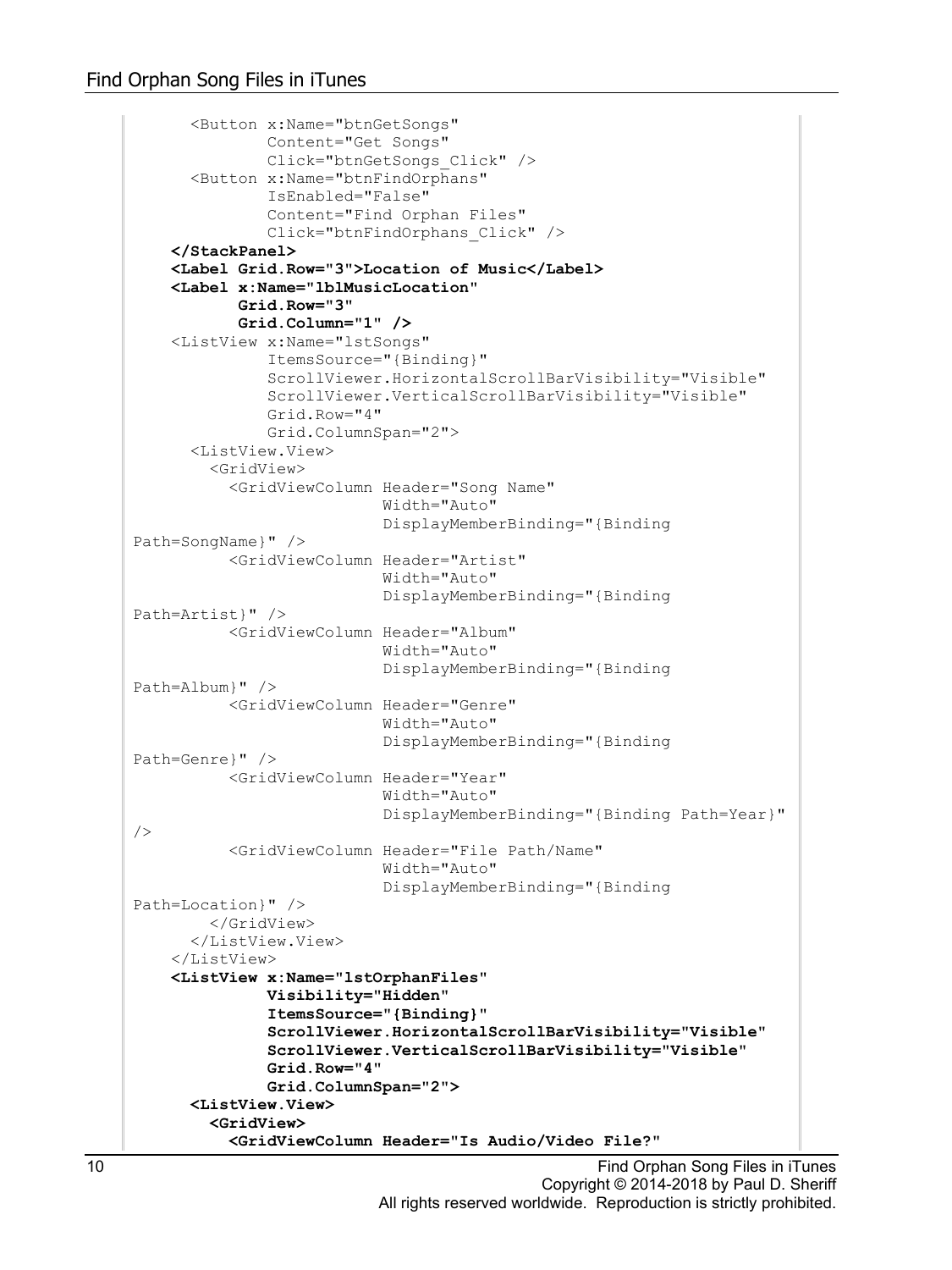```
      <Button x:Name="btnGetSongs"
              Content="Get Songs"
              Click="btnGetSongs_Click" />
      <Button x:Name="btnFindOrphans"
              IsEnabled="False"
              Content="Find Orphan Files"
              Click="btnFindOrphans_Click" />
    </StackPanel>
    <Label Grid.Row="3">Location of Music</Label>
    <Label x:Name="lblMusicLocation"
           Grid.Row="3"
           Grid.Column="1" />
    <ListView x:Name="lstSongs"
              ItemsSource="{Binding}"
              ScrollViewer.HorizontalScrollBarVisibility="Visible"
              ScrollViewer.VerticalScrollBarVisibility="Visible"
              Grid.Row="4"
              Grid.ColumnSpan="2">
      <ListView.View>
        <GridView>
          <GridViewColumn Header="Song Name"
                          Width="Auto"
                          DisplayMemberBinding="{Binding
Path=SongName}" />
          <GridViewColumn Header="Artist"
                          Width="Auto"
                          DisplayMemberBinding="{Binding
Path=Artist}" />
          <GridViewColumn Header="Album"
                          Width="Auto"
                          DisplayMemberBinding="{Binding
Path=Album}" />
          <GridViewColumn Header="Genre"
                          Width="Auto"
                          DisplayMemberBinding="{Binding
Path=Genre}" />
          <GridViewColumn Header="Year"
                          Width="Auto"
                          DisplayMemberBinding="{Binding Path=Year}"
/>
          <GridViewColumn Header="File Path/Name"
                          Width="Auto"
                          DisplayMemberBinding="{Binding
Path=Location}" />
        </GridView>
      </ListView.View>
    </ListView>
    <ListView x:Name="lstOrphanFiles"
              Visibility="Hidden"
              ItemsSource="{Binding}"
              ScrollViewer.HorizontalScrollBarVisibility="Visible"
              ScrollViewer.VerticalScrollBarVisibility="Visible"
              Grid.Row="4"
              Grid.ColumnSpan="2">
      <ListView.View>
        <GridView>
          <GridViewColumn Header="Is Audio/Video File?"
```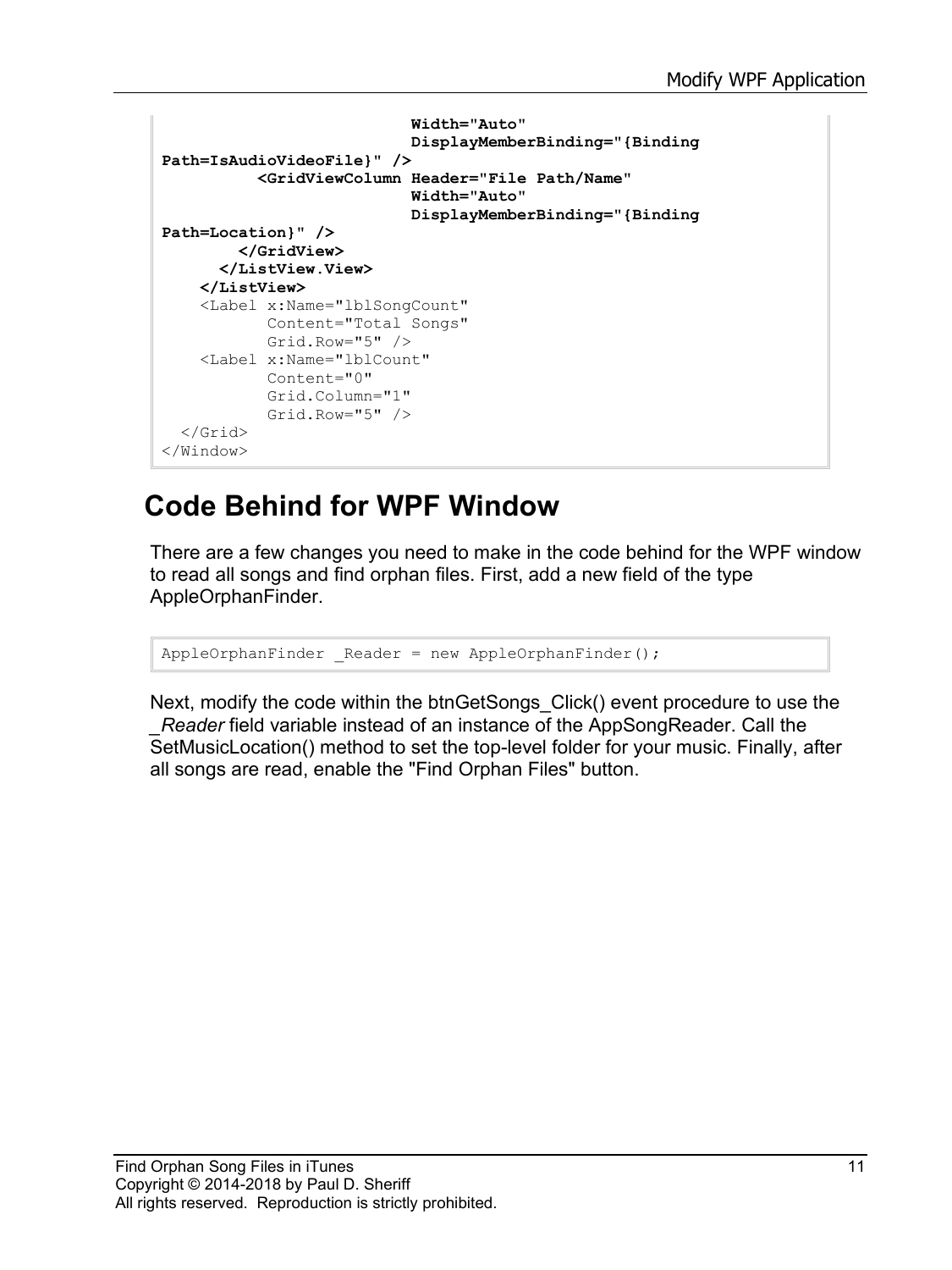```
                           Width="Auto"
                           DisplayMemberBinding="{Binding
Path=IsAudioVideoFile}" />
          <GridViewColumn Header="File Path/Name"
                           Width="Auto"
                           DisplayMemberBinding="{Binding
Path=Location}" />
        </GridView>
      </ListView.View>
    </ListView>
    <Label x:Name="lblSongCount"
           Content="Total Songs"
           Grid.Row="5" />
    <Label x:Name="lblCount"
           Content="0"
           Grid.Column="1"
           Grid.Row="5" />
  </Grid>
</Window>
```

## Code Behind for WPF Window

There are a few changes you need to make in the code behind for the WPF window to read all songs and find orphan files. First, add a new field of the type AppleOrphanFinder.

```
AppleOrphanFinder _Reader = new AppleOrphanFinder();
```

Next, modify the code within the btnGetSongs_Click() event procedure to use the *_Reader* field variable instead of an instance of the AppSongReader. Call the SetMusicLocation() method to set the top-level folder for your music. Finally, after all songs are read, enable the "Find Orphan Files" button.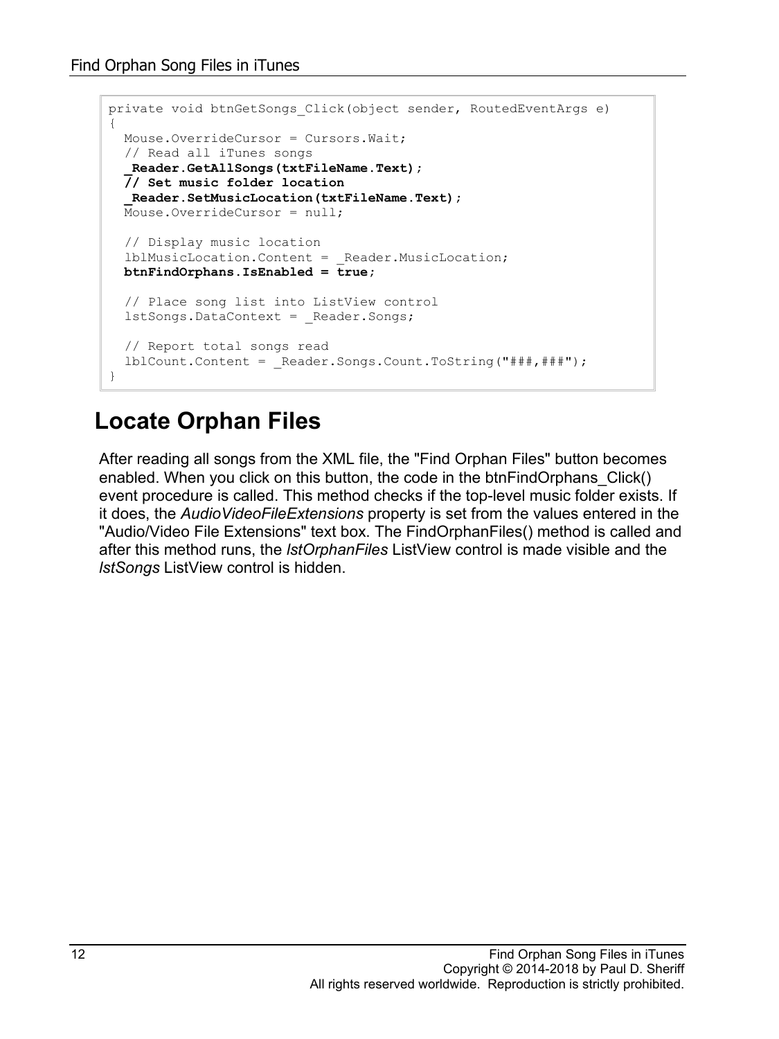```
private void btnGetSongs_Click(object sender, RoutedEventArgs e)
{
  Mouse.OverrideCursor = Cursors.Wait;
  // Read all iTunes songs
  _Reader.GetAllSongs(txtFileName.Text);
  // Set music folder location
  _Reader.SetMusicLocation(txtFileName.Text);
  Mouse.OverrideCursor = null;

  // Display music location
  lblMusicLocation.Content = _Reader.MusicLocation;
  btnFindOrphans.IsEnabled = true;

  // Place song list into ListView control
  lstSongs.DataContext = _Reader.Songs;

  // Report total songs read
  lblCount.Content = _Reader.Songs.Count.ToString("###,###");
}
```

# Locate Orphan Files

After reading all songs from the XML file, the "Find Orphan Files" button becomes enabled. When you click on this button, the code in the btnFindOrphans_Click() event procedure is called. This method checks if the top-level music folder exists. If it does, the *AudioVideoFileExtensions* property is set from the values entered in the "Audio/Video File Extensions" text box. The FindOrphanFiles() method is called and after this method runs, the *lstOrphanFiles* ListView control is made visible and the *lstSongs* ListView control is hidden.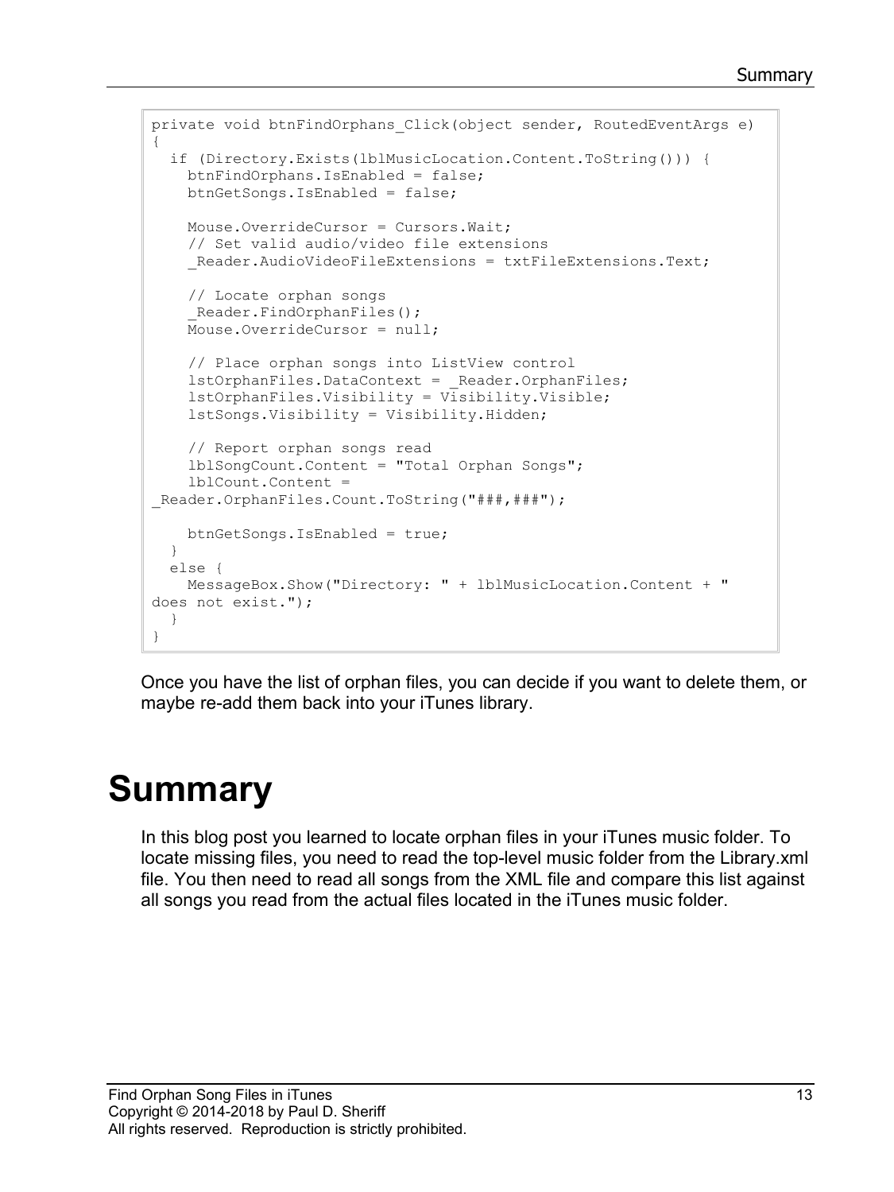```
private void btnFindOrphans_Click(object sender, RoutedEventArgs e)
{
  if (Directory.Exists(lblMusicLocation.Content.ToString())) {
    btnFindOrphans.IsEnabled = false;
    btnGetSongs.IsEnabled = false;

    Mouse.OverrideCursor = Cursors.Wait;
    // Set valid audio/video file extensions
    _Reader.AudioVideoFileExtensions = txtFileExtensions.Text;

    // Locate orphan songs
    _Reader.FindOrphanFiles();
    Mouse.OverrideCursor = null;

    // Place orphan songs into ListView control
    lstOrphanFiles.DataContext = _Reader.OrphanFiles;
    lstOrphanFiles.Visibility = Visibility.Visible;
    lstSongs.Visibility = Visibility.Hidden;

    // Report orphan songs read
    lblSongCount.Content = "Total Orphan Songs";
    lblCount.Content =
_Reader.OrphanFiles.Count.ToString("###,###");

    btnGetSongs.IsEnabled = true;
  }
  else {
    MessageBox.Show("Directory: " + lblMusicLocation.Content + "
does not exist.");
  }
}
```

Once you have the list of orphan files, you can decide if you want to delete them, or maybe re-add them back into your iTunes library.

# Summary

In this blog post you learned to locate orphan files in your iTunes music folder. To locate missing files, you need to read the top-level music folder from the Library.xml file. You then need to read all songs from the XML file and compare this list against all songs you read from the actual files located in the iTunes music folder.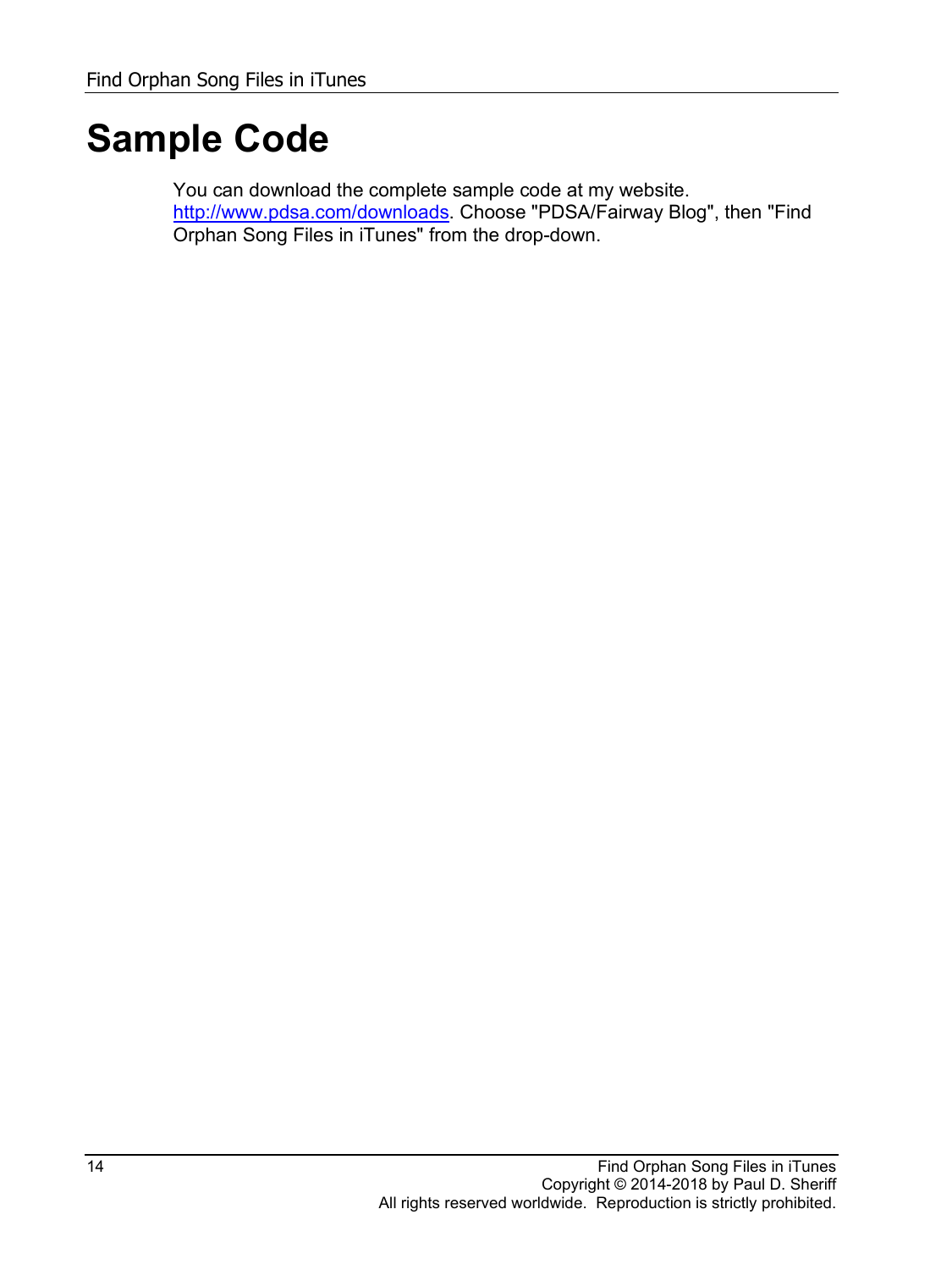# Sample Code

You can download the complete sample code at my website. http://www.pdsa.com/downloads. Choose "PDSA/Fairway Blog", then "Find Orphan Song Files in iTunes" from the drop-down.